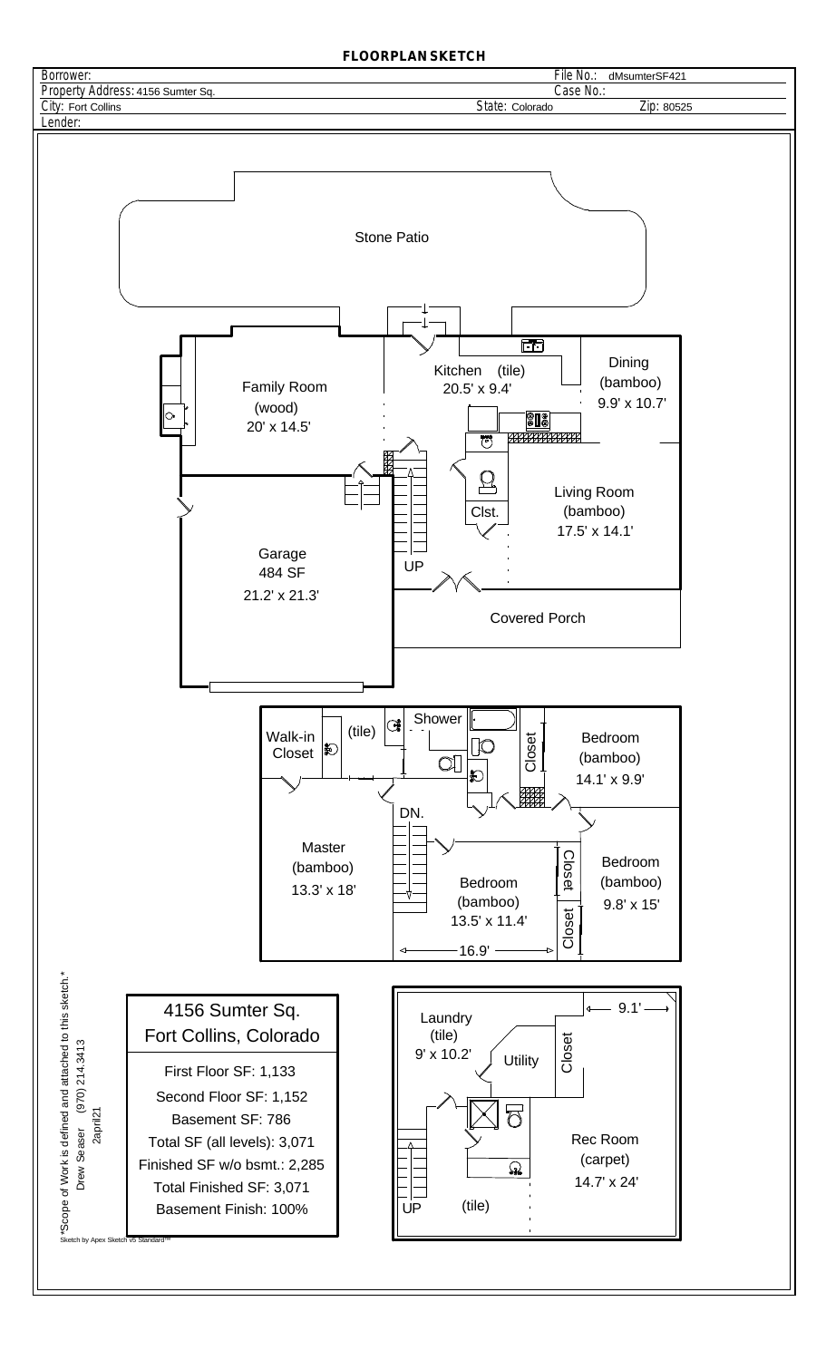# FLOORPLAN SKETCH

Borrower:
Property Address: 4156 Sumter Sq.
City: Fort Collins
Lender:

File No.: dMsumterSF421
Case No.:
State: Colorado
Zip: 80525

Stone Patio

Family Room (wood) 20' x 14.5'

Kitchen (tile) 20.5' x 9.4'

Dining (bamboo) 9.9' x 10.7'

Living Room (bamboo) 17.5' x 14.1'

Clst.

UP

Garage 484 SF 21.2' x 21.3'

Covered Porch

Walk-in Closet

(tile)

Shower

Closet

Bedroom (bamboo) 14.1' x 9.9'

DN.

Master (bamboo) 13.3' x 18'

Bedroom (bamboo) 13.5' x 11.4'

Closet

Bedroom (bamboo) 9.8' x 15'

Closet

16.9'

4156 Sumter Sq.
Fort Collins, Colorado

First Floor SF: 1,133
Second Floor SF: 1,152
Basement SF: 786
Total SF (all levels): 3,071
Finished SF w/o bsmt.: 2,285
Total Finished SF: 3,071
Basement Finish: 100%

Laundry (tile) 9' x 10.2'

Utility

Closet

9.1'

Rec Room (carpet) 14.7' x 24'

UP

(tile)

*Scope of Work is defined and attached to this sketch.*
Drew Seaser (970) 214.3413
2april21

Sketch by Apex Sketch v5 Standard™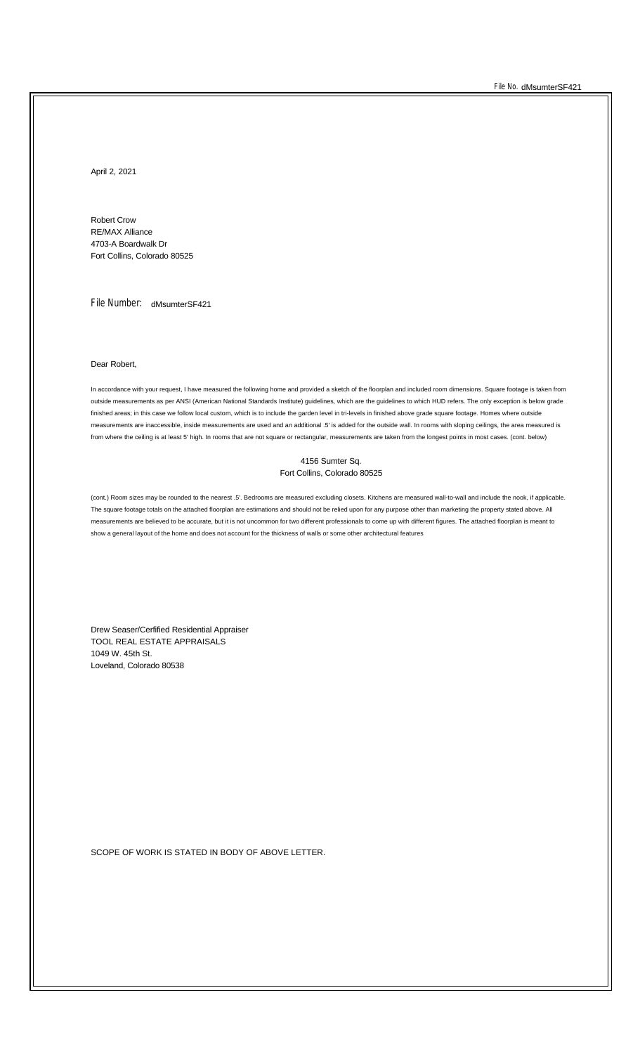File No. dMsumterSF421

April 2, 2021

Robert Crow
RE/MAX Alliance
4703-A Boardwalk Dr
Fort Collins, Colorado 80525

File Number: dMsumterSF421

Dear Robert,

In accordance with your request, I have measured the following home and provided a sketch of the floorplan and included room dimensions. Square footage is taken from outside measurements as per ANSI (American National Standards Institute) guidelines, which are the guidelines to which HUD refers. The only exception is below grade finished areas; in this case we follow local custom, which is to include the garden level in tri-levels in finished above grade square footage. Homes where outside measurements are inaccessible, inside measurements are used and an additional .5' is added for the outside wall. In rooms with sloping ceilings, the area measured is from where the ceiling is at least 5' high. In rooms that are not square or rectangular, measurements are taken from the longest points in most cases. (cont. below)

4156 Sumter Sq.
Fort Collins, Colorado 80525

(cont.) Room sizes may be rounded to the nearest .5'. Bedrooms are measured excluding closets. Kitchens are measured wall-to-wall and include the nook, if applicable. The square footage totals on the attached floorplan are estimations and should not be relied upon for any purpose other than marketing the property stated above. All measurements are believed to be accurate, but it is not uncommon for two different professionals to come up with different figures. The attached floorplan is meant to show a general layout of the home and does not account for the thickness of walls or some other architectural features

Drew Seaser/Cerfified Residential Appraiser
TOOL REAL ESTATE APPRAISALS
1049 W. 45th St.
Loveland, Colorado 80538

SCOPE OF WORK IS STATED IN BODY OF ABOVE LETTER.